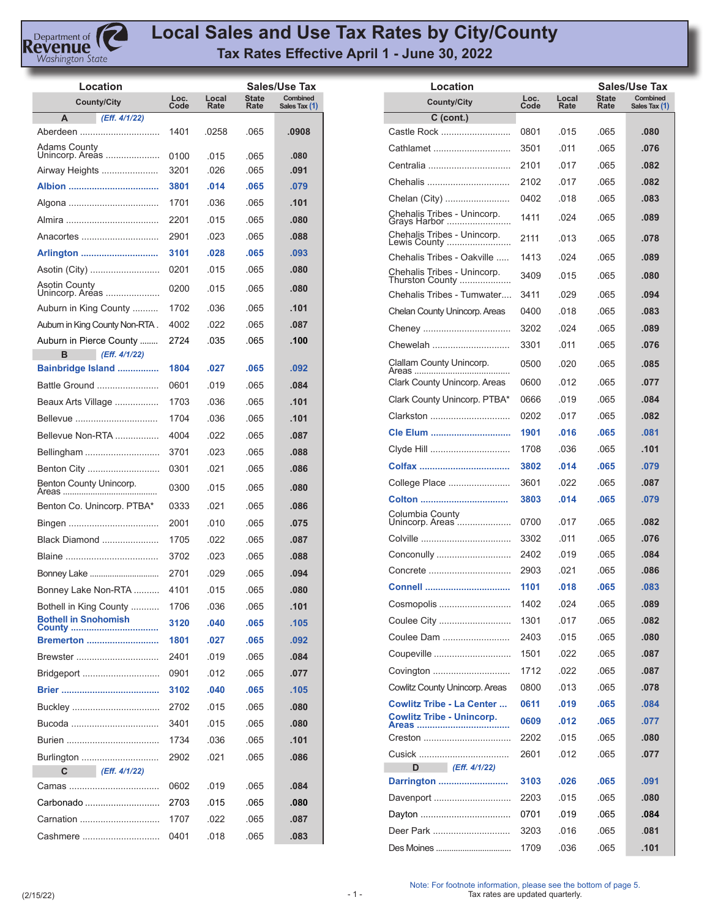# Local Sales and Use Tax Rates by City/County

## Tax Rates Effective April 1 - June 30, 2022

Department of Revenue Washington State

| County/City | Loc. Code | Local Rate | State Rate | Combined Sales Tax (1) |
|---|---|---|---|---|
| **A** *(Eff. 4/1/22)* | | | | |
| Aberdeen | 1401 | .0258 | .065 | .0908 |
| Adams County Unincorp. Areas | 0100 | .015 | .065 | .080 |
| Airway Heights | 3201 | .026 | .065 | .091 |
| **Albion** | **3801** | **.014** | **.065** | **.079** |
| Algona | 1701 | .036 | .065 | .101 |
| Almira | 2201 | .015 | .065 | .080 |
| Anacortes | 2901 | .023 | .065 | .088 |
| **Arlington** | **3101** | **.028** | **.065** | **.093** |
| Asotin (City) | 0201 | .015 | .065 | .080 |
| Asotin County Unincorp. Areas | 0200 | .015 | .065 | .080 |
| Auburn in King County | 1702 | .036 | .065 | .101 |
| Auburn in King County Non-RTA | 4002 | .022 | .065 | .087 |
| Auburn in Pierce County | 2724 | .035 | .065 | .100 |
| **B** *(Eff. 4/1/22)* | | | | |
| **Bainbridge Island** | **1804** | **.027** | **.065** | **.092** |
| Battle Ground | 0601 | .019 | .065 | .084 |
| Beaux Arts Village | 1703 | .036 | .065 | .101 |
| Bellevue | 1704 | .036 | .065 | .101 |
| Bellevue Non-RTA | 4004 | .022 | .065 | .087 |
| Bellingham | 3701 | .023 | .065 | .088 |
| Benton City | 0301 | .021 | .065 | .086 |
| Benton County Unincorp. Areas | 0300 | .015 | .065 | .080 |
| Benton Co. Unincorp. PTBA* | 0333 | .021 | .065 | .086 |
| Bingen | 2001 | .010 | .065 | .075 |
| Black Diamond | 1705 | .022 | .065 | .087 |
| Blaine | 3702 | .023 | .065 | .088 |
| Bonney Lake | 2701 | .029 | .065 | .094 |
| Bonney Lake Non-RTA | 4101 | .015 | .065 | .080 |
| Bothell in King County | 1706 | .036 | .065 | .101 |
| **Bothell in Snohomish County** | **3120** | **.040** | **.065** | **.105** |
| **Bremerton** | **1801** | **.027** | **.065** | **.092** |
| Brewster | 2401 | .019 | .065 | .084 |
| Bridgeport | 0901 | .012 | .065 | .077 |
| **Brier** | **3102** | **.040** | **.065** | **.105** |
| Buckley | 2702 | .015 | .065 | .080 |
| Bucoda | 3401 | .015 | .065 | .080 |
| Burien | 1734 | .036 | .065 | .101 |
| Burlington | 2902 | .021 | .065 | .086 |
| **C** *(Eff. 4/1/22)* | | | | |
| Camas | 0602 | .019 | .065 | .084 |
| Carbonado | 2703 | .015 | .065 | .080 |
| Carnation | 1707 | .022 | .065 | .087 |
| Cashmere | 0401 | .018 | .065 | .083 |
| **C (cont.)** | | | | |
| Castle Rock | 0801 | .015 | .065 | .080 |
| Cathlamet | 3501 | .011 | .065 | .076 |
| Centralia | 2101 | .017 | .065 | .082 |
| Chehalis | 2102 | .017 | .065 | .082 |
| Chelan (City) | 0402 | .018 | .065 | .083 |
| Chehalis Tribes - Unincorp. Grays Harbor | 1411 | .024 | .065 | .089 |
| Chehalis Tribes - Unincorp. Lewis County | 2111 | .013 | .065 | .078 |
| Chehalis Tribes - Oakville | 1413 | .024 | .065 | .089 |
| Chehalis Tribes - Unincorp. Thurston County | 3409 | .015 | .065 | .080 |
| Chehalis Tribes - Tumwater | 3411 | .029 | .065 | .094 |
| Chelan County Unincorp. Areas | 0400 | .018 | .065 | .083 |
| Cheney | 3202 | .024 | .065 | .089 |
| Chewelah | 3301 | .011 | .065 | .076 |
| Clallam County Unincorp. Areas | 0500 | .020 | .065 | .085 |
| Clark County Unincorp. Areas | 0600 | .012 | .065 | .077 |
| Clark County Unincorp. PTBA* | 0666 | .019 | .065 | .084 |
| Clarkston | 0202 | .017 | .065 | .082 |
| **Cle Elum** | **1901** | **.016** | **.065** | **.081** |
| Clyde Hill | 1708 | .036 | .065 | .101 |
| **Colfax** | **3802** | **.014** | **.065** | **.079** |
| College Place | 3601 | .022 | .065 | .087 |
| **Colton** | **3803** | **.014** | **.065** | **.079** |
| Columbia County Unincorp. Areas | 0700 | .017 | .065 | .082 |
| Colville | 3302 | .011 | .065 | .076 |
| Conconully | 2402 | .019 | .065 | .084 |
| Concrete | 2903 | .021 | .065 | .086 |
| **Connell** | **1101** | **.018** | **.065** | **.083** |
| Cosmopolis | 1402 | .024 | .065 | .089 |
| Coulee City | 1301 | .017 | .065 | .082 |
| Coulee Dam | 2403 | .015 | .065 | .080 |
| Coupeville | 1501 | .022 | .065 | .087 |
| Covington | 1712 | .022 | .065 | .087 |
| Cowlitz County Unincorp. Areas | 0800 | .013 | .065 | .078 |
| **Cowlitz Tribe - La Center** | **0611** | **.019** | **.065** | **.084** |
| **Cowlitz Tribe - Unincorp. Areas** | **0609** | **.012** | **.065** | **.077** |
| Creston | 2202 | .015 | .065 | .080 |
| Cusick | 2601 | .012 | .065 | .077 |
| **D** *(Eff. 4/1/22)* | | | | |
| **Darrington** | **3103** | **.026** | **.065** | **.091** |
| Davenport | 2203 | .015 | .065 | .080 |
| Dayton | 0701 | .019 | .065 | .084 |
| Deer Park | 3203 | .016 | .065 | .081 |
| Des Moines | 1709 | .036 | .065 | .101 |

(2/15/22)

Note: For footnote information, please see the bottom of page 5.
Tax rates are updated quarterly.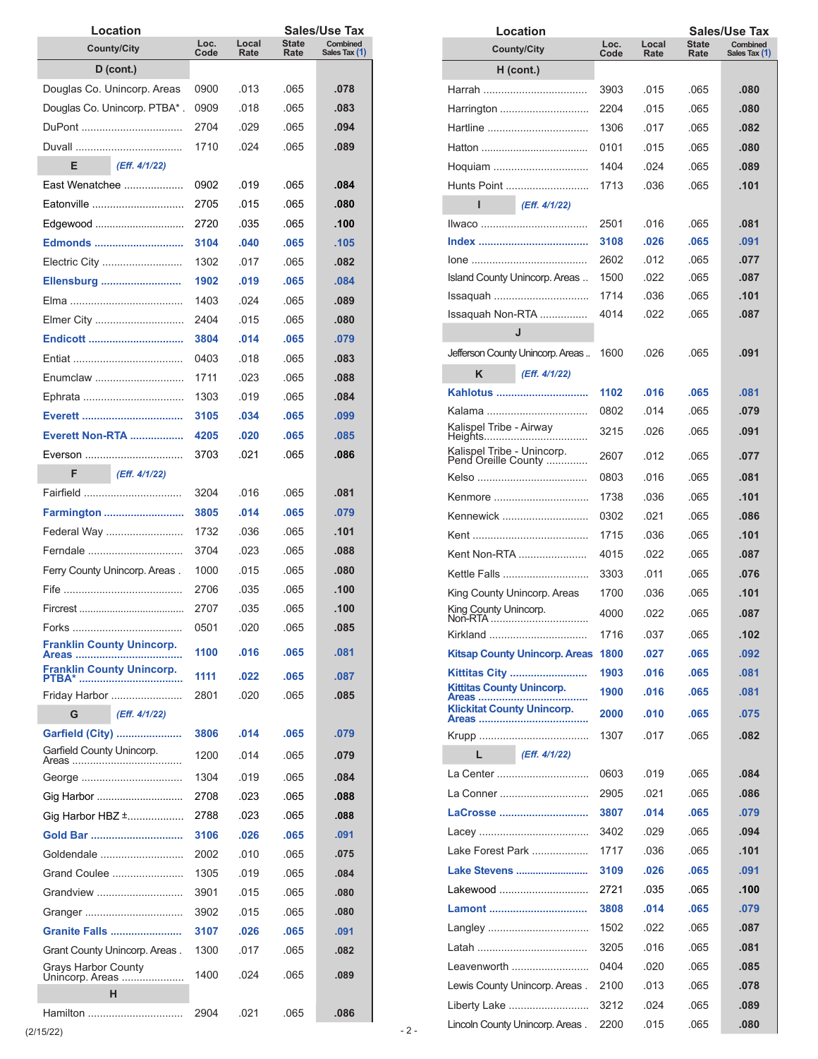| Location County/City | Loc. Code | Local Rate | State Rate | Combined Sales Tax (1) |
|---|---|---|---|---|
| **D (cont.)** | | | | |
| Douglas Co. Unincorp. Areas | 0900 | .013 | .065 | **.078** |
| Douglas Co. Unincorp. PTBA* | 0909 | .018 | .065 | **.083** |
| DuPont | 2704 | .029 | .065 | **.094** |
| Duvall | 1710 | .024 | .065 | **.089** |
| **E** *(Eff. 4/1/22)* | | | | |
| East Wenatchee | 0902 | .019 | .065 | **.084** |
| Eatonville | 2705 | .015 | .065 | **.080** |
| Edgewood | 2720 | .035 | .065 | **.100** |
| **Edmonds** | **3104** | **.040** | **.065** | **.105** |
| Electric City | 1302 | .017 | .065 | **.082** |
| **Ellensburg** | **1902** | **.019** | **.065** | **.084** |
| Elma | 1403 | .024 | .065 | **.089** |
| Elmer City | 2404 | .015 | .065 | **.080** |
| **Endicott** | **3804** | **.014** | **.065** | **.079** |
| Entiat | 0403 | .018 | .065 | **.083** |
| Enumclaw | 1711 | .023 | .065 | **.088** |
| Ephrata | 1303 | .019 | .065 | **.084** |
| **Everett** | **3105** | **.034** | **.065** | **.099** |
| **Everett Non-RTA** | **4205** | **.020** | **.065** | **.085** |
| Everson | 3703 | .021 | .065 | **.086** |
| **F** *(Eff. 4/1/22)* | | | | |
| Fairfield | 3204 | .016 | .065 | **.081** |
| **Farmington** | **3805** | **.014** | **.065** | **.079** |
| Federal Way | 1732 | .036 | .065 | **.101** |
| Ferndale | 3704 | .023 | .065 | **.088** |
| Ferry County Unincorp. Areas | 1000 | .015 | .065 | **.080** |
| Fife | 2706 | .035 | .065 | **.100** |
| Fircrest | 2707 | .035 | .065 | **.100** |
| Forks | 0501 | .020 | .065 | **.085** |
| **Franklin County Unincorp. Areas** | **1100** | **.016** | **.065** | **.081** |
| **Franklin County Unincorp. PTBA*** | **1111** | **.022** | **.065** | **.087** |
| Friday Harbor | 2801 | .020 | .065 | **.085** |
| **G** *(Eff. 4/1/22)* | | | | |
| **Garfield (City)** | **3806** | **.014** | **.065** | **.079** |
| Garfield County Unincorp. Areas | 1200 | .014 | .065 | **.079** |
| George | 1304 | .019 | .065 | **.084** |
| Gig Harbor | 2708 | .023 | .065 | **.088** |
| Gig Harbor HBZ ± | 2788 | .023 | .065 | **.088** |
| **Gold Bar** | **3106** | **.026** | **.065** | **.091** |
| Goldendale | 2002 | .010 | .065 | **.075** |
| Grand Coulee | 1305 | .019 | .065 | **.084** |
| Grandview | 3901 | .015 | .065 | **.080** |
| Granger | 3902 | .015 | .065 | **.080** |
| **Granite Falls** | **3107** | **.026** | **.065** | **.091** |
| Grant County Unincorp. Areas | 1300 | .017 | .065 | **.082** |
| Grays Harbor County Unincorp. Areas | 1400 | .024 | .065 | **.089** |
| **H** | | | | |
| Hamilton | 2904 | .021 | .065 | **.086** |
| **H (cont.)** | | | | |
| Harrah | 3903 | .015 | .065 | **.080** |
| Harrington | 2204 | .015 | .065 | **.080** |
| Hartline | 1306 | .017 | .065 | **.082** |
| Hatton | 0101 | .015 | .065 | **.080** |
| Hoquiam | 1404 | .024 | .065 | **.089** |
| Hunts Point | 1713 | .036 | .065 | **.101** |
| **I** *(Eff. 4/1/22)* | | | | |
| Ilwaco | 2501 | .016 | .065 | **.081** |
| **Index** | **3108** | **.026** | **.065** | **.091** |
| Ione | 2602 | .012 | .065 | **.077** |
| Island County Unincorp. Areas | 1500 | .022 | .065 | **.087** |
| Issaquah | 1714 | .036 | .065 | **.101** |
| Issaquah Non-RTA | 4014 | .022 | .065 | **.087** |
| **J** | | | | |
| Jefferson County Unincorp. Areas | 1600 | .026 | .065 | **.091** |
| **K** *(Eff. 4/1/22)* | | | | |
| **Kahlotus** | **1102** | **.016** | **.065** | **.081** |
| Kalama | 0802 | .014 | .065 | **.079** |
| Kalispel Tribe - Airway Heights | 3215 | .026 | .065 | **.091** |
| Kalispel Tribe - Unincorp. Pend Oreille County | 2607 | .012 | .065 | **.077** |
| Kelso | 0803 | .016 | .065 | **.081** |
| Kenmore | 1738 | .036 | .065 | **.101** |
| Kennewick | 0302 | .021 | .065 | **.086** |
| Kent | 1715 | .036 | .065 | **.101** |
| Kent Non-RTA | 4015 | .022 | .065 | **.087** |
| Kettle Falls | 3303 | .011 | .065 | **.076** |
| King County Unincorp. Areas | 1700 | .036 | .065 | **.101** |
| King County Unincorp. Non-RTA | 4000 | .022 | .065 | **.087** |
| Kirkland | 1716 | .037 | .065 | **.102** |
| **Kitsap County Unincorp. Areas** | **1800** | **.027** | **.065** | **.092** |
| **Kittitas City** | **1903** | **.016** | **.065** | **.081** |
| **Kittitas County Unincorp. Areas** | **1900** | **.016** | **.065** | **.081** |
| **Klickitat County Unincorp. Areas** | **2000** | **.010** | **.065** | **.075** |
| Krupp | 1307 | .017 | .065 | **.082** |
| **L** *(Eff. 4/1/22)* | | | | |
| La Center | 0603 | .019 | .065 | **.084** |
| La Conner | 2905 | .021 | .065 | **.086** |
| **LaCrosse** | **3807** | **.014** | **.065** | **.079** |
| Lacey | 3402 | .029 | .065 | **.094** |
| Lake Forest Park | 1717 | .036 | .065 | **.101** |
| **Lake Stevens** | **3109** | **.026** | **.065** | **.091** |
| Lakewood | 2721 | .035 | .065 | **.100** |
| **Lamont** | **3808** | **.014** | **.065** | **.079** |
| Langley | 1502 | .022 | .065 | **.087** |
| Latah | 3205 | .016 | .065 | **.081** |
| Leavenworth | 0404 | .020 | .065 | **.085** |
| Lewis County Unincorp. Areas | 2100 | .013 | .065 | **.078** |
| Liberty Lake | 3212 | .024 | .065 | **.089** |
| Lincoln County Unincorp. Areas | 2200 | .015 | .065 | **.080** |

(2/15/22)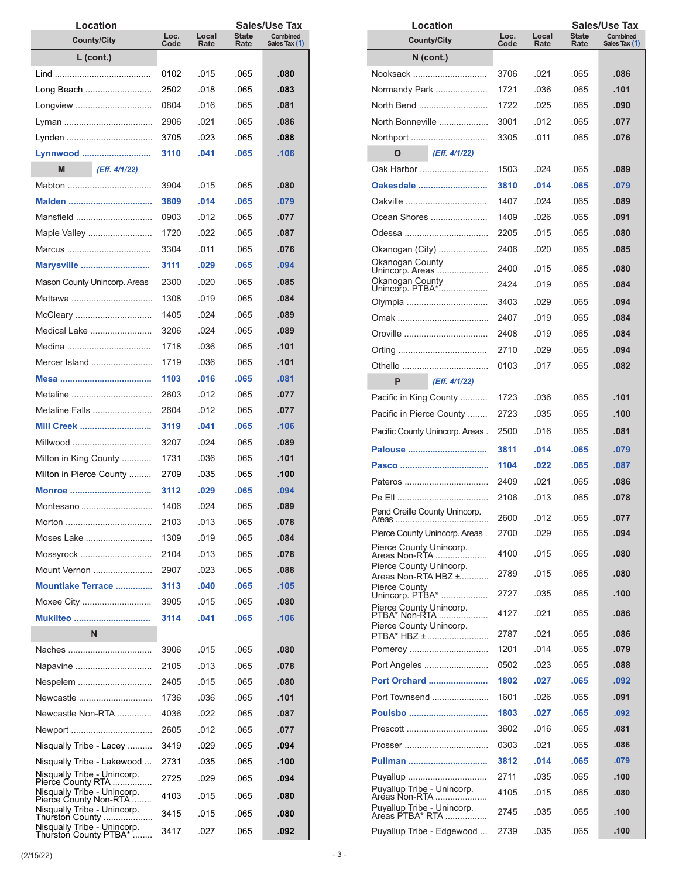| Location County/City | Loc. Code | Local Rate | State Rate | Combined Sales Tax (1) |
|---|---|---|---|---|
| **L (cont.)** | | | | |
| Lind | 0102 | .015 | .065 | **.080** |
| Long Beach | 2502 | .018 | .065 | **.083** |
| Longview | 0804 | .016 | .065 | **.081** |
| Lyman | 2906 | .021 | .065 | **.086** |
| Lynden | 3705 | .023 | .065 | **.088** |
| **Lynnwood** | **3110** | **.041** | **.065** | **.106** |
| **M** *(Eff. 4/1/22)* | | | | |
| Mabton | 3904 | .015 | .065 | **.080** |
| **Malden** | **3809** | **.014** | **.065** | **.079** |
| Mansfield | 0903 | .012 | .065 | **.077** |
| Maple Valley | 1720 | .022 | .065 | **.087** |
| Marcus | 3304 | .011 | .065 | **.076** |
| **Marysville** | **3111** | **.029** | **.065** | **.094** |
| Mason County Unincorp. Areas | 2300 | .020 | .065 | **.085** |
| Mattawa | 1308 | .019 | .065 | **.084** |
| McCleary | 1405 | .024 | .065 | **.089** |
| Medical Lake | 3206 | .024 | .065 | **.089** |
| Medina | 1718 | .036 | .065 | **.101** |
| Mercer Island | 1719 | .036 | .065 | **.101** |
| **Mesa** | **1103** | **.016** | **.065** | **.081** |
| Metaline | 2603 | .012 | .065 | **.077** |
| Metaline Falls | 2604 | .012 | .065 | **.077** |
| **Mill Creek** | **3119** | **.041** | **.065** | **.106** |
| Millwood | 3207 | .024 | .065 | **.089** |
| Milton in King County | 1731 | .036 | .065 | **.101** |
| Milton in Pierce County | 2709 | .035 | .065 | **.100** |
| **Monroe** | **3112** | **.029** | **.065** | **.094** |
| Montesano | 1406 | .024 | .065 | **.089** |
| Morton | 2103 | .013 | .065 | **.078** |
| Moses Lake | 1309 | .019 | .065 | **.084** |
| Mossyrock | 2104 | .013 | .065 | **.078** |
| Mount Vernon | 2907 | .023 | .065 | **.088** |
| **Mountlake Terrace** | **3113** | **.040** | **.065** | **.105** |
| Moxee City | 3905 | .015 | .065 | **.080** |
| **Mukilteo** | **3114** | **.041** | **.065** | **.106** |
| **N** | | | | |
| Naches | 3906 | .015 | .065 | **.080** |
| Napavine | 2105 | .013 | .065 | **.078** |
| Nespelem | 2405 | .015 | .065 | **.080** |
| Newcastle | 1736 | .036 | .065 | **.101** |
| Newcastle Non-RTA | 4036 | .022 | .065 | **.087** |
| Newport | 2605 | .012 | .065 | **.077** |
| Nisqually Tribe - Lacey | 3419 | .029 | .065 | **.094** |
| Nisqually Tribe - Lakewood | 2731 | .035 | .065 | **.100** |
| Nisqually Tribe - Unincorp. Pierce County RTA | 2725 | .029 | .065 | **.094** |
| Nisqually Tribe - Unincorp. Pierce County Non-RTA | 4103 | .015 | .065 | **.080** |
| Nisqually Tribe - Unincorp. Thurston County | 3415 | .015 | .065 | **.080** |
| Nisqually Tribe - Unincorp. Thurston County PTBA* | 3417 | .027 | .065 | **.092** |
| **N (cont.)** | | | | |
| Nooksack | 3706 | .021 | .065 | **.086** |
| Normandy Park | 1721 | .036 | .065 | **.101** |
| North Bend | 1722 | .025 | .065 | **.090** |
| North Bonneville | 3001 | .012 | .065 | **.077** |
| Northport | 3305 | .011 | .065 | **.076** |
| **O** *(Eff. 4/1/22)* | | | | |
| Oak Harbor | 1503 | .024 | .065 | **.089** |
| **Oakesdale** | **3810** | **.014** | **.065** | **.079** |
| Oakville | 1407 | .024 | .065 | **.089** |
| Ocean Shores | 1409 | .026 | .065 | **.091** |
| Odessa | 2205 | .015 | .065 | **.080** |
| Okanogan (City) | 2406 | .020 | .065 | **.085** |
| Okanogan County Unincorp. Areas | 2400 | .015 | .065 | **.080** |
| Okanogan County Unincorp. PTBA* | 2424 | .019 | .065 | **.084** |
| Olympia | 3403 | .029 | .065 | **.094** |
| Omak | 2407 | .019 | .065 | **.084** |
| Oroville | 2408 | .019 | .065 | **.084** |
| Orting | 2710 | .029 | .065 | **.094** |
| Othello | 0103 | .017 | .065 | **.082** |
| **P** *(Eff. 4/1/22)* | | | | |
| Pacific in King County | 1723 | .036 | .065 | **.101** |
| Pacific in Pierce County | 2723 | .035 | .065 | **.100** |
| Pacific County Unincorp. Areas | 2500 | .016 | .065 | **.081** |
| **Palouse** | **3811** | **.014** | **.065** | **.079** |
| **Pasco** | **1104** | **.022** | **.065** | **.087** |
| Pateros | 2409 | .021 | .065 | **.086** |
| Pe Ell | 2106 | .013 | .065 | **.078** |
| Pend Oreille County Unincorp. Areas | 2600 | .012 | .065 | **.077** |
| Pierce County Unincorp. Areas | 2700 | .029 | .065 | **.094** |
| Pierce County Unincorp. Areas Non-RTA | 4100 | .015 | .065 | **.080** |
| Pierce County Unincorp. Areas Non-RTA HBZ ± | 2789 | .015 | .065 | **.080** |
| Pierce County Unincorp. PTBA* | 2727 | .035 | .065 | **.100** |
| Pierce County Unincorp. PTBA* Non-RTA | 4127 | .021 | .065 | **.086** |
| Pierce County Unincorp. PTBA* HBZ ± | 2787 | .021 | .065 | **.086** |
| Pomeroy | 1201 | .014 | .065 | **.079** |
| Port Angeles | 0502 | .023 | .065 | **.088** |
| **Port Orchard** | **1802** | **.027** | **.065** | **.092** |
| Port Townsend | 1601 | .026 | .065 | **.091** |
| **Poulsbo** | **1803** | **.027** | **.065** | **.092** |
| Prescott | 3602 | .016 | .065 | **.081** |
| Prosser | 0303 | .021 | .065 | **.086** |
| **Pullman** | **3812** | **.014** | **.065** | **.079** |
| Puyallup | 2711 | .035 | .065 | **.100** |
| Puyallup Tribe - Unincorp. Areas Non-RTA | 4105 | .015 | .065 | **.080** |
| Puyallup Tribe - Unincorp. Areas PTBA* RTA | 2745 | .035 | .065 | **.100** |
| Puyallup Tribe - Edgewood | 2739 | .035 | .065 | **.100** |

(2/15/22)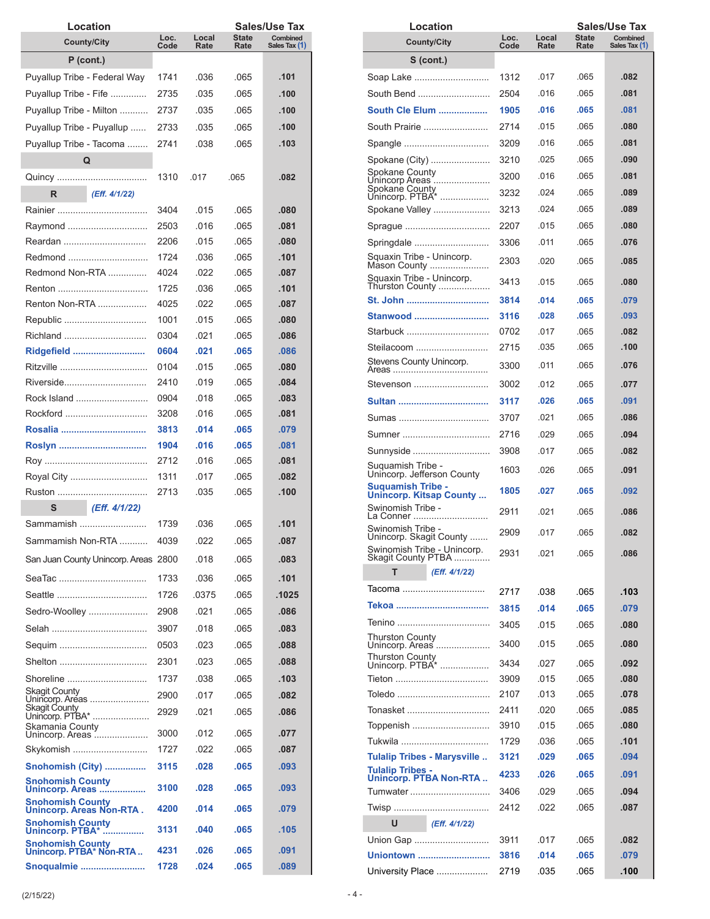| Location County/City | Loc. Code | Local Rate | State Rate | Combined Sales Tax (1) |
|---|---|---|---|---|
| **P (cont.)** | | | | |
| Puyallup Tribe - Federal Way | 1741 | .036 | .065 | **.101** |
| Puyallup Tribe - Fife | 2735 | .035 | .065 | **.100** |
| Puyallup Tribe - Milton | 2737 | .035 | .065 | **.100** |
| Puyallup Tribe - Puyallup | 2733 | .035 | .065 | **.100** |
| Puyallup Tribe - Tacoma | 2741 | .038 | .065 | **.103** |
| **Q** | | | | |
| Quincy | 1310 | .017 | .065 | **.082** |
| **R** *(Eff. 4/1/22)* | | | | |
| Rainier | 3404 | .015 | .065 | **.080** |
| Raymond | 2503 | .016 | .065 | **.081** |
| Reardan | 2206 | .015 | .065 | **.080** |
| Redmond | 1724 | .036 | .065 | **.101** |
| Redmond Non-RTA | 4024 | .022 | .065 | **.087** |
| Renton | 1725 | .036 | .065 | **.101** |
| Renton Non-RTA | 4025 | .022 | .065 | **.087** |
| Republic | 1001 | .015 | .065 | **.080** |
| Richland | 0304 | .021 | .065 | **.086** |
| **Ridgefield** | **0604** | **.021** | **.065** | **.086** |
| Ritzville | 0104 | .015 | .065 | **.080** |
| Riverside | 2410 | .019 | .065 | **.084** |
| Rock Island | 0904 | .018 | .065 | **.083** |
| Rockford | 3208 | .016 | .065 | **.081** |
| **Rosalia** | **3813** | **.014** | **.065** | **.079** |
| **Roslyn** | **1904** | **.016** | **.065** | **.081** |
| Roy | 2712 | .016 | .065 | **.081** |
| Royal City | 1311 | .017 | .065 | **.082** |
| Ruston | 2713 | .035 | .065 | **.100** |
| **S** *(Eff. 4/1/22)* | | | | |
| Sammamish | 1739 | .036 | .065 | **.101** |
| Sammamish Non-RTA | 4039 | .022 | .065 | **.087** |
| San Juan County Unincorp. Areas | 2800 | .018 | .065 | **.083** |
| SeaTac | 1733 | .036 | .065 | **.101** |
| Seattle | 1726 | .0375 | .065 | **.1025** |
| Sedro-Woolley | 2908 | .021 | .065 | **.086** |
| Selah | 3907 | .018 | .065 | **.083** |
| Sequim | 0503 | .023 | .065 | **.088** |
| Shelton | 2301 | .023 | .065 | **.088** |
| Shoreline | 1737 | .038 | .065 | **.103** |
| Skagit County Unincorp. Areas | 2900 | .017 | .065 | **.082** |
| Skagit County Unincorp. PTBA* | 2929 | .021 | .065 | **.086** |
| Skamania County Unincorp. Areas | 3000 | .012 | .065 | **.077** |
| Skykomish | 1727 | .022 | .065 | **.087** |
| **Snohomish (City)** | **3115** | **.028** | **.065** | **.093** |
| **Snohomish County Unincorp. Areas** | **3100** | **.028** | **.065** | **.093** |
| **Snohomish County Unincorp. Areas Non-RTA** | **4200** | **.014** | **.065** | **.079** |
| **Snohomish County Unincorp. PTBA*** | **3131** | **.040** | **.065** | **.105** |
| **Snohomish County Unincorp. PTBA* Non-RTA** | **4231** | **.026** | **.065** | **.091** |
| **Snoqualmie** | **1728** | **.024** | **.065** | **.089** |

| Location County/City | Loc. Code | Local Rate | State Rate | Combined Sales Tax (1) |
|---|---|---|---|---|
| **S (cont.)** | | | | |
| Soap Lake | 1312 | .017 | .065 | **.082** |
| South Bend | 2504 | .016 | .065 | **.081** |
| **South Cle Elum** | **1905** | **.016** | **.065** | **.081** |
| South Prairie | 2714 | .015 | .065 | **.080** |
| Spangle | 3209 | .016 | .065 | **.081** |
| Spokane (City) | 3210 | .025 | .065 | **.090** |
| Spokane County Unincorp Areas | 3200 | .016 | .065 | **.081** |
| Spokane County Unincorp. PTBA* | 3232 | .024 | .065 | **.089** |
| Spokane Valley | 3213 | .024 | .065 | **.089** |
| Sprague | 2207 | .015 | .065 | **.080** |
| Springdale | 3306 | .011 | .065 | **.076** |
| Squaxin Tribe - Unincorp. Mason County | 2303 | .020 | .065 | **.085** |
| Squaxin Tribe - Unincorp. Thurston County | 3413 | .015 | .065 | **.080** |
| **St. John** | **3814** | **.014** | **.065** | **.079** |
| **Stanwood** | **3116** | **.028** | **.065** | **.093** |
| Starbuck | 0702 | .017 | .065 | **.082** |
| Steilacoom | 2715 | .035 | .065 | **.100** |
| Stevens County Unincorp. Areas | 3300 | .011 | .065 | **.076** |
| Stevenson | 3002 | .012 | .065 | **.077** |
| **Sultan** | **3117** | **.026** | **.065** | **.091** |
| Sumas | 3707 | .021 | .065 | **.086** |
| Sumner | 2716 | .029 | .065 | **.094** |
| Sunnyside | 3908 | .017 | .065 | **.082** |
| Suquamish Tribe - Unincorp. Jefferson County | 1603 | .026 | .065 | **.091** |
| **Suquamish Tribe - Unincorp. Kitsap County** | **1805** | **.027** | **.065** | **.092** |
| Swinomish Tribe - La Conner | 2911 | .021 | .065 | **.086** |
| Swinomish Tribe - Unincorp. Skagit County | 2909 | .017 | .065 | **.082** |
| Swinomish Tribe - Unincorp. Skagit County PTBA | 2931 | .021 | .065 | **.086** |
| **T** *(Eff. 4/1/22)* | | | | |
| Tacoma | 2717 | .038 | .065 | **.103** |
| **Tekoa** | **3815** | **.014** | **.065** | **.079** |
| Tenino | 3405 | .015 | .065 | **.080** |
| Thurston County Unincorp. Areas | 3400 | .015 | .065 | **.080** |
| Thurston County Unincorp. PTBA* | 3434 | .027 | .065 | **.092** |
| Tieton | 3909 | .015 | .065 | **.080** |
| Toledo | 2107 | .013 | .065 | **.078** |
| Tonasket | 2411 | .020 | .065 | **.085** |
| Toppenish | 3910 | .015 | .065 | **.080** |
| Tukwila | 1729 | .036 | .065 | **.101** |
| **Tulalip Tribes - Marysville** | **3121** | **.029** | **.065** | **.094** |
| **Tulalip Tribes - Unincorp. PTBA Non-RTA** | **4233** | **.026** | **.065** | **.091** |
| Tumwater | 3406 | .029 | .065 | **.094** |
| Twisp | 2412 | .022 | .065 | **.087** |
| **U** *(Eff. 4/1/22)* | | | | |
| Union Gap | 3911 | .017 | .065 | **.082** |
| **Uniontown** | **3816** | **.014** | **.065** | **.079** |
| University Place | 2719 | .035 | .065 | **.100** |

(2/15/22)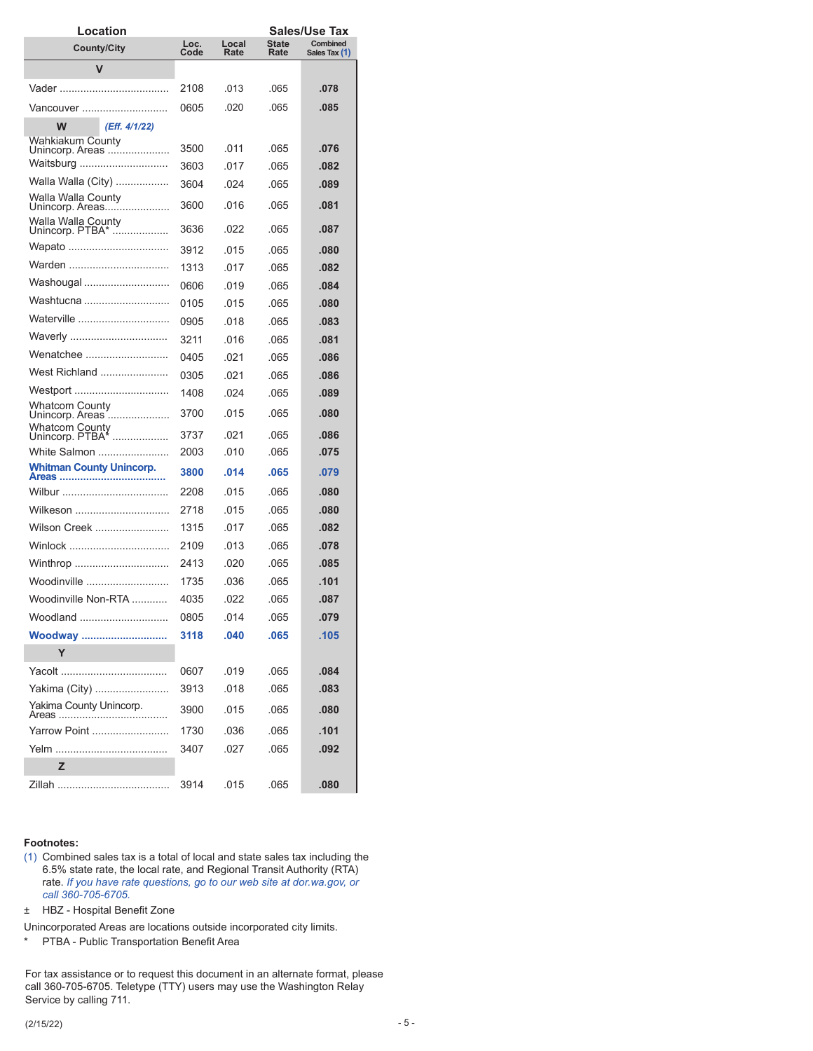| Location | | Sales/Use Tax | | |
|---|---|---|---|---|
| County/City | Loc. Code | Local Rate | State Rate | Combined Sales Tax (1) |
| **V** | | | | |
| Vader | 2108 | .013 | .065 | **.078** |
| Vancouver | 0605 | .020 | .065 | **.085** |
| **W** *(Eff. 4/1/22)* | | | | |
| Wahkiakum County Unincorp. Areas | 3500 | .011 | .065 | **.076** |
| Waitsburg | 3603 | .017 | .065 | **.082** |
| Walla Walla (City) | 3604 | .024 | .065 | **.089** |
| Walla Walla County Unincorp. Areas | 3600 | .016 | .065 | **.081** |
| Walla Walla County Unincorp. PTBA* | 3636 | .022 | .065 | **.087** |
| Wapato | 3912 | .015 | .065 | **.080** |
| Warden | 1313 | .017 | .065 | **.082** |
| Washougal | 0606 | .019 | .065 | **.084** |
| Washtucna | 0105 | .015 | .065 | **.080** |
| Waterville | 0905 | .018 | .065 | **.083** |
| Waverly | 3211 | .016 | .065 | **.081** |
| Wenatchee | 0405 | .021 | .065 | **.086** |
| West Richland | 0305 | .021 | .065 | **.086** |
| Westport | 1408 | .024 | .065 | **.089** |
| Whatcom County Unincorp. Areas | 3700 | .015 | .065 | **.080** |
| Whatcom County Unincorp. PTBA* | 3737 | .021 | .065 | **.086** |
| White Salmon | 2003 | .010 | .065 | **.075** |
| **Whitman County Unincorp. Areas** | **3800** | **.014** | **.065** | **.079** |
| Wilbur | 2208 | .015 | .065 | **.080** |
| Wilkeson | 2718 | .015 | .065 | **.080** |
| Wilson Creek | 1315 | .017 | .065 | **.082** |
| Winlock | 2109 | .013 | .065 | **.078** |
| Winthrop | 2413 | .020 | .065 | **.085** |
| Woodinville | 1735 | .036 | .065 | **.101** |
| Woodinville Non-RTA | 4035 | .022 | .065 | **.087** |
| Woodland | 0805 | .014 | .065 | **.079** |
| **Woodway** | **3118** | **.040** | **.065** | **.105** |
| **Y** | | | | |
| Yacolt | 0607 | .019 | .065 | **.084** |
| Yakima (City) | 3913 | .018 | .065 | **.083** |
| Yakima County Unincorp. Areas | 3900 | .015 | .065 | **.080** |
| Yarrow Point | 1730 | .036 | .065 | **.101** |
| Yelm | 3407 | .027 | .065 | **.092** |
| **Z** | | | | |
| Zillah | 3914 | .015 | .065 | **.080** |

**Footnotes:**

(1) Combined sales tax is a total of local and state sales tax including the 6.5% state rate, the local rate, and Regional Transit Authority (RTA) rate. *If you have rate questions, go to our web site at dor.wa.gov, or call 360-705-6705.*

± HBZ - Hospital Benefit Zone

Unincorporated Areas are locations outside incorporated city limits.

\* PTBA - Public Transportation Benefit Area

For tax assistance or to request this document in an alternate format, please call 360-705-6705. Teletype (TTY) users may use the Washington Relay Service by calling 711.

(2/15/22)